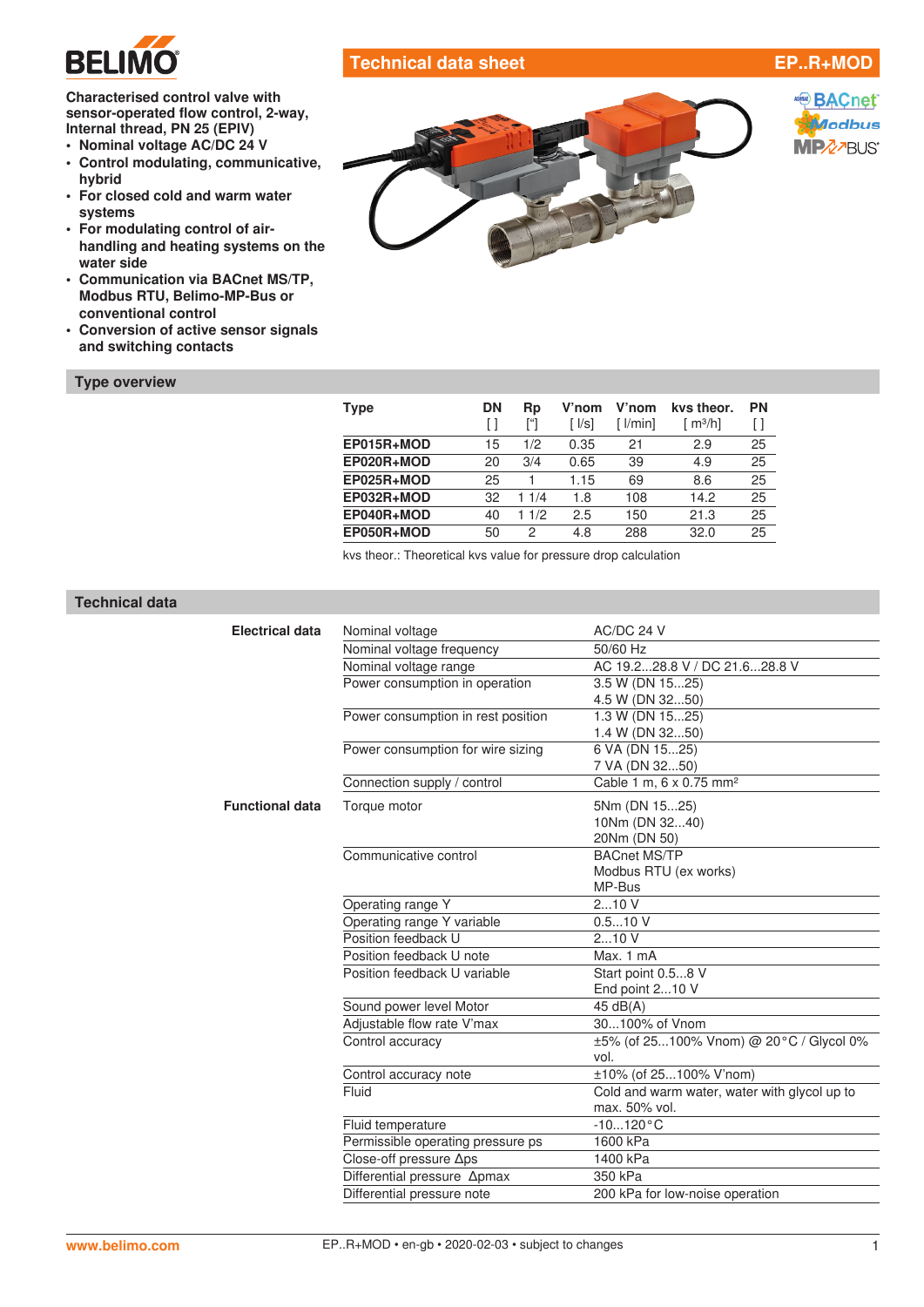# Technical data sheet EP..R+MOD

**Characterised control valve with sensor-operated flow control, 2-way, Internal thread, PN 25 (EPIV)**

- **Nominal voltage AC/DC 24 V**
- **Control modulating, communicative, hybrid**
- **For closed cold and warm water systems**
- **For modulating control of air-handling and heating systems on the water side**
- **Communication via BACnet MS/TP, Modbus RTU, Belimo-MP-Bus or conventional control**
- **Conversion of active sensor signals and switching contacts**

## Type overview

| Type | DN [ ] | Rp ["] | V'nom [ l/s] | V'nom [ l/min] | kvs theor. [ m³/h] | PN [ ] |
|---|---|---|---|---|---|---|
| **EP015R+MOD** | 15 | 1/2 | 0.35 | 21 | 2.9 | 25 |
| **EP020R+MOD** | 20 | 3/4 | 0.65 | 39 | 4.9 | 25 |
| **EP025R+MOD** | 25 | 1 | 1.15 | 69 | 8.6 | 25 |
| **EP032R+MOD** | 32 | 1 1/4 | 1.8 | 108 | 14.2 | 25 |
| **EP040R+MOD** | 40 | 1 1/2 | 2.5 | 150 | 21.3 | 25 |
| **EP050R+MOD** | 50 | 2 | 4.8 | 288 | 32.0 | 25 |

kvs theor.: Theoretical kvs value for pressure drop calculation

## Technical data

| | | |
|---|---|---|
| **Electrical data** | Nominal voltage | AC/DC 24 V |
| | Nominal voltage frequency | 50/60 Hz |
| | Nominal voltage range | AC 19.2...28.8 V / DC 21.6...28.8 V |
| | Power consumption in operation | 3.5 W (DN 15...25)<br>4.5 W (DN 32...50) |
| | Power consumption in rest position | 1.3 W (DN 15...25)<br>1.4 W (DN 32...50) |
| | Power consumption for wire sizing | 6 VA (DN 15...25)<br>7 VA (DN 32...50) |
| | Connection supply / control | Cable 1 m, 6 x 0.75 mm² |
| **Functional data** | Torque motor | 5Nm (DN 15...25)<br>10Nm (DN 32...40)<br>20Nm (DN 50) |
| | Communicative control | BACnet MS/TP<br>Modbus RTU (ex works)<br>MP-Bus |
| | Operating range Y | 2...10 V |
| | Operating range Y variable | 0.5...10 V |
| | Position feedback U | 2...10 V |
| | Position feedback U note | Max. 1 mA |
| | Position feedback U variable | Start point 0.5...8 V<br>End point 2...10 V |
| | Sound power level Motor | 45 dB(A) |
| | Adjustable flow rate V'max | 30...100% of Vnom |
| | Control accuracy | ±5% (of 25...100% Vnom) @ 20°C / Glycol 0% vol. |
| | Control accuracy note | ±10% (of 25...100% V'nom) |
| | Fluid | Cold and warm water, water with glycol up to max. 50% vol. |
| | Fluid temperature | -10...120°C |
| | Permissible operating pressure ps | 1600 kPa |
| | Close-off pressure Δps | 1400 kPa |
| | Differential pressure Δpmax | 350 kPa |
| | Differential pressure note | 200 kPa for low-noise operation |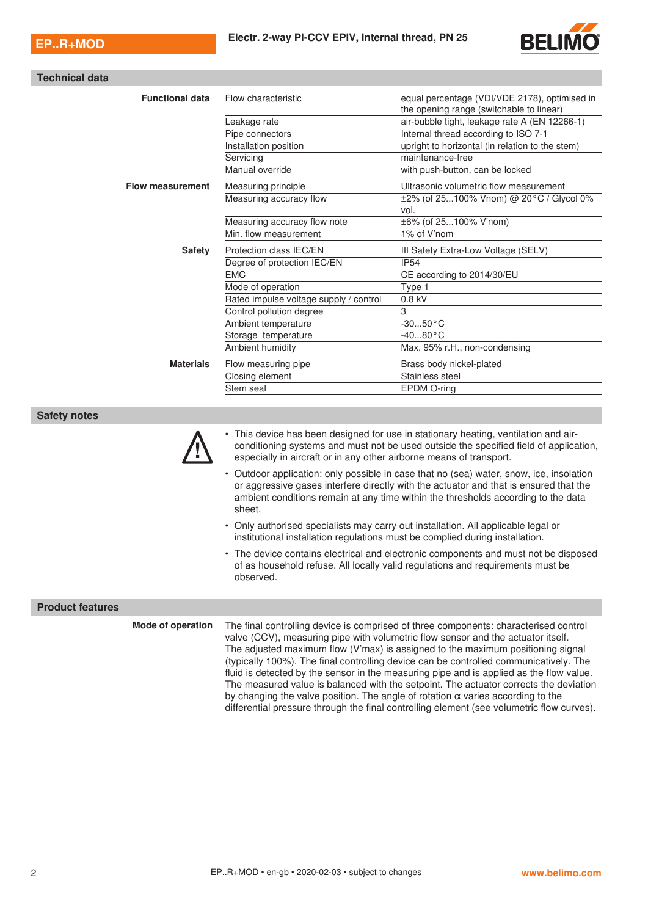## Technical data

| | | |
|---|---|---|
| **Functional data** | Flow characteristic | equal percentage (VDI/VDE 2178), optimised in the opening range (switchable to linear) |
| | Leakage rate | air-bubble tight, leakage rate A (EN 12266-1) |
| | Pipe connectors | Internal thread according to ISO 7-1 |
| | Installation position | upright to horizontal (in relation to the stem) |
| | Servicing | maintenance-free |
| | Manual override | with push-button, can be locked |
| **Flow measurement** | Measuring principle | Ultrasonic volumetric flow measurement |
| | Measuring accuracy flow | ±2% (of 25...100% Vnom) @ 20°C / Glycol 0% vol. |
| | Measuring accuracy flow note | ±6% (of 25...100% V'nom) |
| | Min. flow measurement | 1% of V'nom |
| **Safety** | Protection class IEC/EN | III Safety Extra-Low Voltage (SELV) |
| | Degree of protection IEC/EN | IP54 |
| | EMC | CE according to 2014/30/EU |
| | Mode of operation | Type 1 |
| | Rated impulse voltage supply / control | 0.8 kV |
| | Control pollution degree | 3 |
| | Ambient temperature | -30...50°C |
| | Storage temperature | -40...80°C |
| | Ambient humidity | Max. 95% r.H., non-condensing |
| **Materials** | Flow measuring pipe | Brass body nickel-plated |
| | Closing element | Stainless steel |
| | Stem seal | EPDM O-ring |

## Safety notes

- This device has been designed for use in stationary heating, ventilation and air-conditioning systems and must not be used outside the specified field of application, especially in aircraft or in any other airborne means of transport.
- Outdoor application: only possible in case that no (sea) water, snow, ice, insolation or aggressive gases interfere directly with the actuator and that is ensured that the ambient conditions remain at any time within the thresholds according to the data sheet.
- Only authorised specialists may carry out installation. All applicable legal or institutional installation regulations must be complied during installation.
- The device contains electrical and electronic components and must not be disposed of as household refuse. All locally valid regulations and requirements must be observed.

## Product features

**Mode of operation**

The final controlling device is comprised of three components: characterised control valve (CCV), measuring pipe with volumetric flow sensor and the actuator itself. The adjusted maximum flow (V'max) is assigned to the maximum positioning signal (typically 100%). The final controlling device can be controlled communicatively. The fluid is detected by the sensor in the measuring pipe and is applied as the flow value. The measured value is balanced with the setpoint. The actuator corrects the deviation by changing the valve position. The angle of rotation α varies according to the differential pressure through the final controlling element (see volumetric flow curves).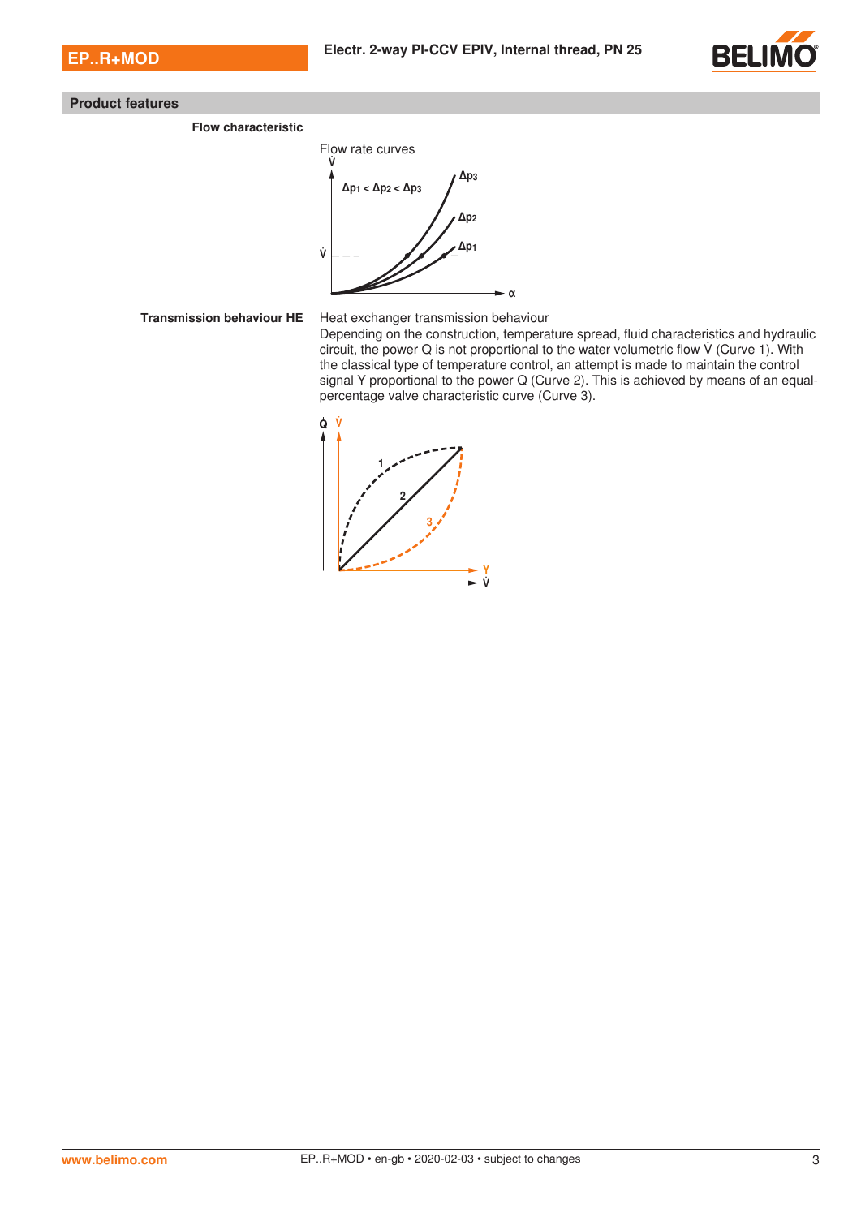## Product features

**Flow characteristic**

Flow rate curves

**Transmission behaviour HE**

Heat exchanger transmission behaviour

Depending on the construction, temperature spread, fluid characteristics and hydraulic circuit, the power Q is not proportional to the water volumetric flow $\dot{V}$ (Curve 1). With the classical type of temperature control, an attempt is made to maintain the control signal Y proportional to the power Q (Curve 2). This is achieved by means of an equal-percentage valve characteristic curve (Curve 3).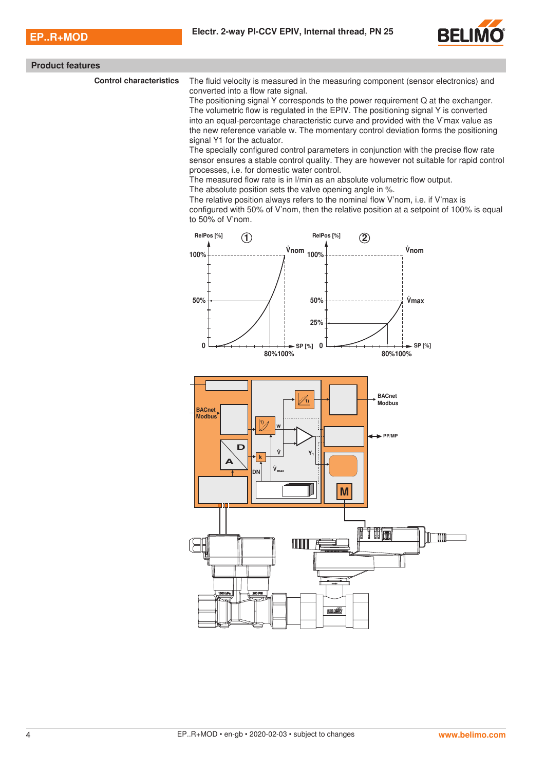## Product features

**Control characteristics**

The fluid velocity is measured in the measuring component (sensor electronics) and converted into a flow rate signal.
The positioning signal Y corresponds to the power requirement Q at the exchanger. The volumetric flow is regulated in the EPIV. The positioning signal Y is converted into an equal-percentage characteristic curve and provided with the V'max value as the new reference variable w. The momentary control deviation forms the positioning signal Y1 for the actuator.
The specially configured control parameters in conjunction with the precise flow rate sensor ensures a stable control quality. They are however not suitable for rapid control processes, i.e. for domestic water control.
The measured flow rate is in l/min as an absolute volumetric flow output.
The absolute position sets the valve opening angle in %.
The relative position always refers to the nominal flow V'nom, i.e. if V'max is configured with 50% of V'nom, then the relative position at a setpoint of 100% is equal to 50% of V'nom.

RelPos [%] ① — 100%, 50%, 0 — V̇nom — SP [%] — 80% 100%

RelPos [%] ② — 100%, 50%, 25%, 0 — V̇nom, V̇max — SP [%] — 80% 100%

BACnet Modbus — BACnet Modbus — PP/MP — D — A — DN — k — w — V̇ — V̇max — Y₁ — 1) — M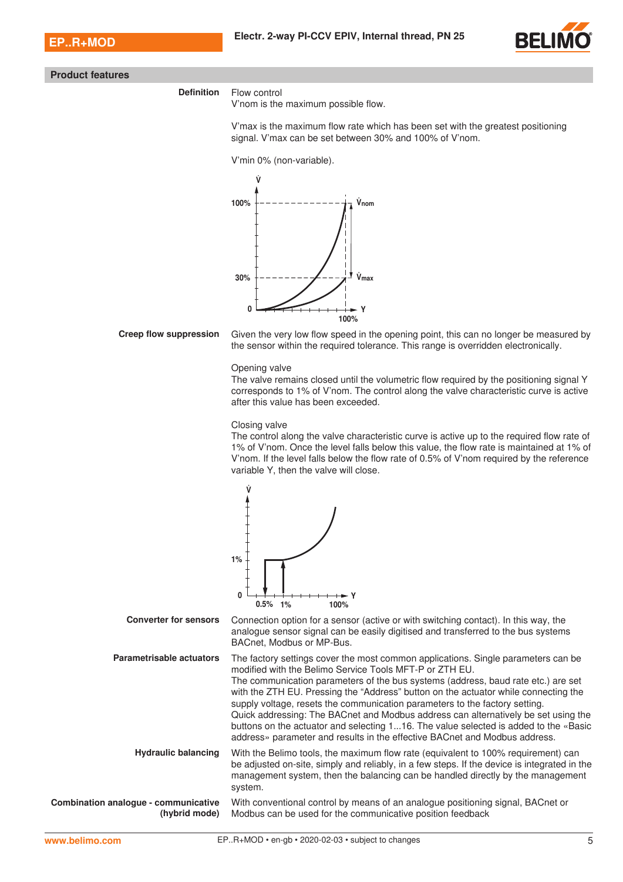## Product features

**Definition**

Flow control
V'nom is the maximum possible flow.

V'max is the maximum flow rate which has been set with the greatest positioning signal. V'max can be set between 30% and 100% of V'nom.

V'min 0% (non-variable).

**Creep flow suppression**

Given the very low flow speed in the opening point, this can no longer be measured by the sensor within the required tolerance. This range is overridden electronically.

Opening valve
The valve remains closed until the volumetric flow required by the positioning signal Y corresponds to 1% of V'nom. The control along the valve characteristic curve is active after this value has been exceeded.

Closing valve
The control along the valve characteristic curve is active up to the required flow rate of 1% of V'nom. Once the level falls below this value, the flow rate is maintained at 1% of V'nom. If the level falls below the flow rate of 0.5% of V'nom required by the reference variable Y, then the valve will close.

**Converter for sensors**

Connection option for a sensor (active or with switching contact). In this way, the analogue sensor signal can be easily digitised and transferred to the bus systems BACnet, Modbus or MP-Bus.

**Parametrisable actuators**

The factory settings cover the most common applications. Single parameters can be modified with the Belimo Service Tools MFT-P or ZTH EU.
The communication parameters of the bus systems (address, baud rate etc.) are set with the ZTH EU. Pressing the "Address" button on the actuator while connecting the supply voltage, resets the communication parameters to the factory setting.
Quick addressing: The BACnet and Modbus address can alternatively be set using the buttons on the actuator and selecting 1...16. The value selected is added to the «Basic address» parameter and results in the effective BACnet and Modbus address.

**Hydraulic balancing**

With the Belimo tools, the maximum flow rate (equivalent to 100% requirement) can be adjusted on-site, simply and reliably, in a few steps. If the device is integrated in the management system, then the balancing can be handled directly by the management system.

**Combination analogue - communicative (hybrid mode)**

With conventional control by means of an analogue positioning signal, BACnet or Modbus can be used for the communicative position feedback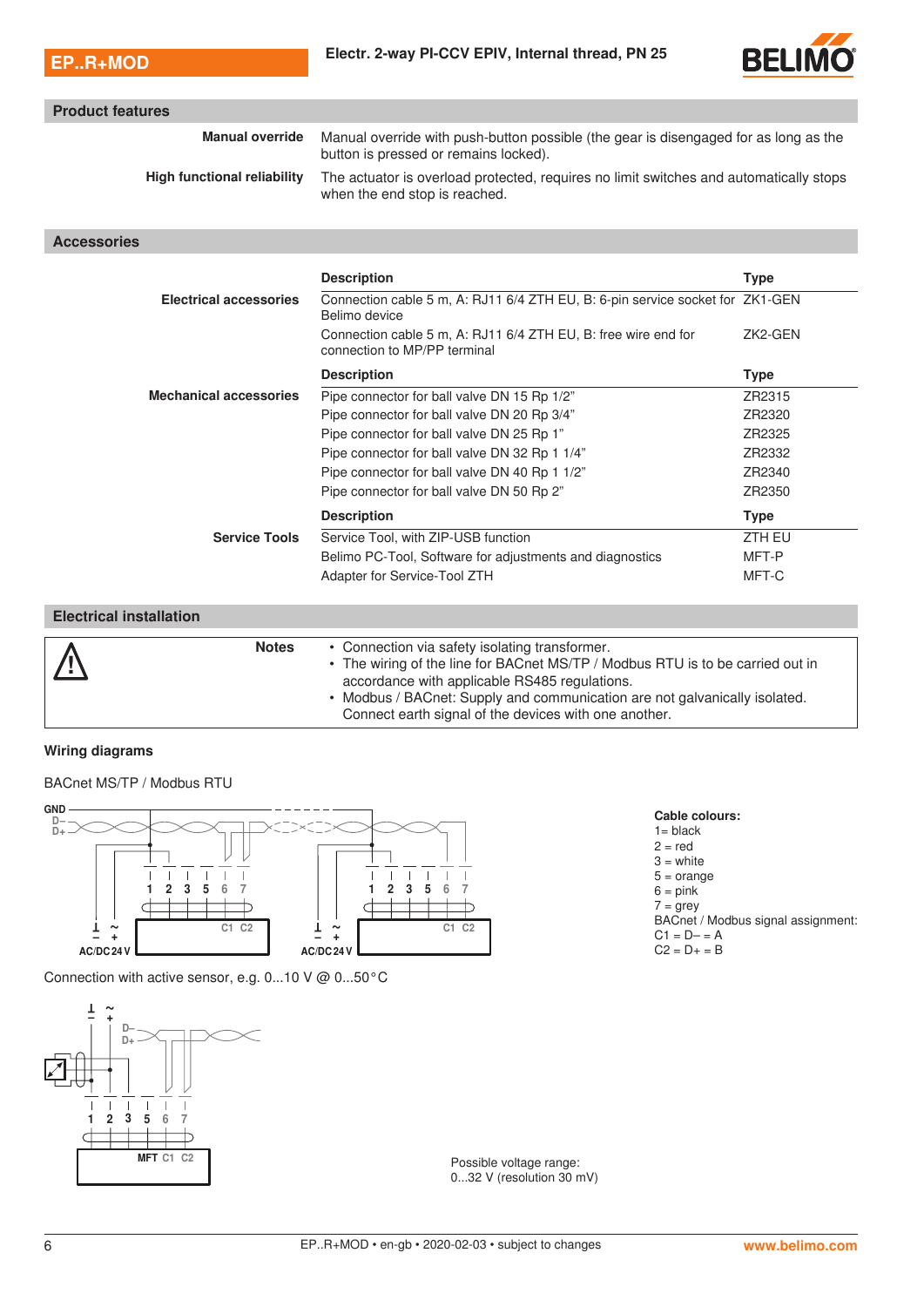## Product features

| | |
|---|---|
| **Manual override** | Manual override with push-button possible (the gear is disengaged for as long as the button is pressed or remains locked). |
| **High functional reliability** | The actuator is overload protected, requires no limit switches and automatically stops when the end stop is reached. |

## Accessories

| | Description | Type |
|---|---|---|
| **Electrical accessories** | Connection cable 5 m, A: RJ11 6/4 ZTH EU, B: 6-pin service socket for Belimo device | ZK1-GEN |
| | Connection cable 5 m, A: RJ11 6/4 ZTH EU, B: free wire end for connection to MP/PP terminal | ZK2-GEN |

| | Description | Type |
|---|---|---|
| **Mechanical accessories** | Pipe connector for ball valve DN 15 Rp 1/2" | ZR2315 |
| | Pipe connector for ball valve DN 20 Rp 3/4" | ZR2320 |
| | Pipe connector for ball valve DN 25 Rp 1" | ZR2325 |
| | Pipe connector for ball valve DN 32 Rp 1 1/4" | ZR2332 |
| | Pipe connector for ball valve DN 40 Rp 1 1/2" | ZR2340 |
| | Pipe connector for ball valve DN 50 Rp 2" | ZR2350 |

| | Description | Type |
|---|---|---|
| **Service Tools** | Service Tool, with ZIP-USB function | ZTH EU |
| | Belimo PC-Tool, Software for adjustments and diagnostics | MFT-P |
| | Adapter for Service-Tool ZTH | MFT-C |

## Electrical installation

**Notes**

- Connection via safety isolating transformer.
- The wiring of the line for BACnet MS/TP / Modbus RTU is to be carried out in accordance with applicable RS485 regulations.
- Modbus / BACnet: Supply and communication are not galvanically isolated. Connect earth signal of the devices with one another.

### Wiring diagrams

BACnet MS/TP / Modbus RTU

GND, D–, D+, 1 2 3 5 6 7, C1 C2, AC/DC 24 V

**Cable colours:**
1= black
2 = red
3 = white
5 = orange
6 = pink
7 = grey
BACnet / Modbus signal assignment:
C1 = D– = A
C2 = D+ = B

Connection with active sensor, e.g. 0...10 V @ 0...50°C

D–, D+, 1 2 3 5 6 7, MFT C1 C2

Possible voltage range:
0...32 V (resolution 30 mV)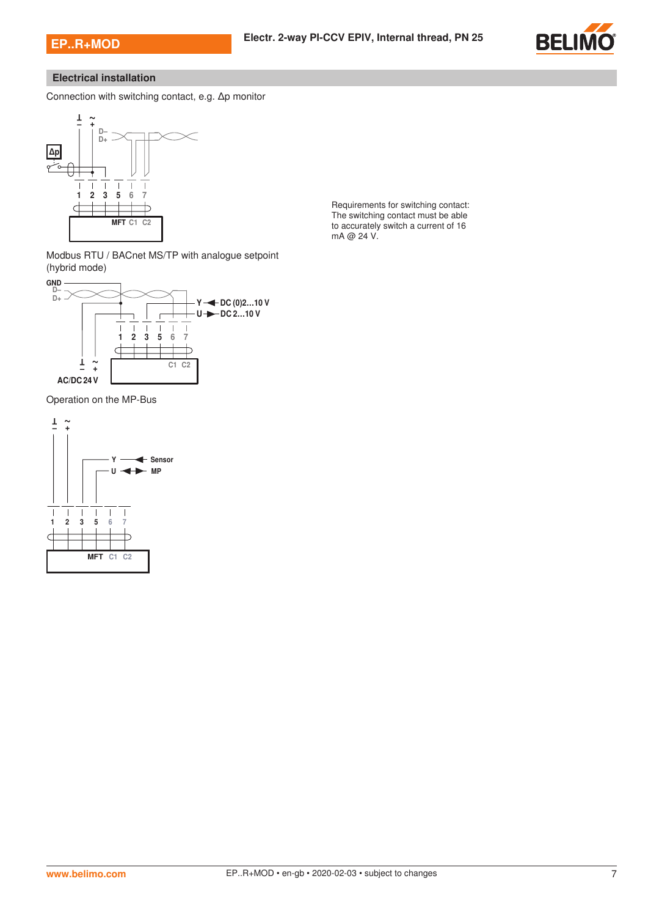## Electrical installation

Connection with switching contact, e.g. Δp monitor

Δp

⊥ ~
− +

D−
D+

1 2 3 5 6 7

MFT C1 C2

Requirements for switching contact: The switching contact must be able to accurately switch a current of 16 mA @ 24 V.

Modbus RTU / BACnet MS/TP with analogue setpoint (hybrid mode)

GND
D−
D+

Y ◄ DC (0)2...10 V
U ► DC 2...10 V

1 2 3 5 6 7

⊥ ~
− +
AC/DC 24 V

C1 C2

Operation on the MP-Bus

⊥ ~
− +

Y ◄ Sensor
U ◄► MP

1 2 3 5 6 7

MFT C1 C2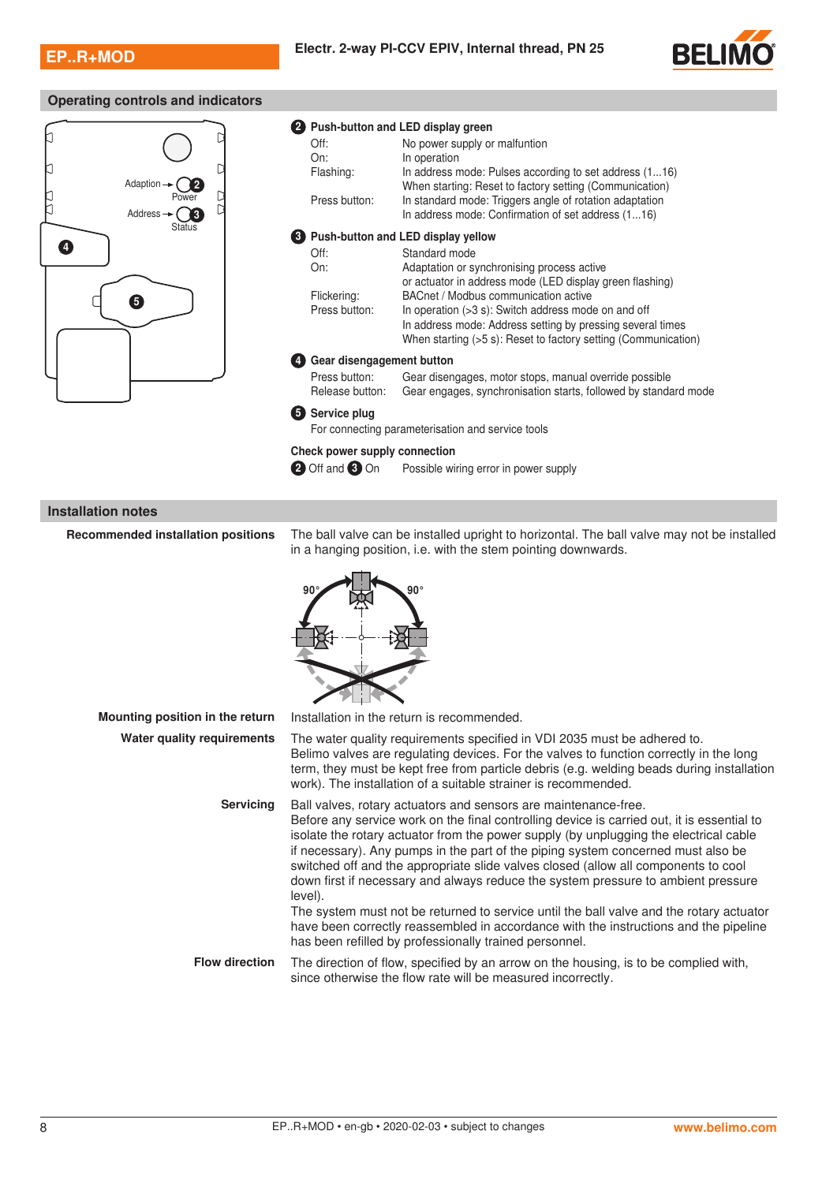## Operating controls and indicators

**2 Push-button and LED display green**

| | |
|---|---|
| Off: | No power supply or malfunction |
| On: | In operation |
| Flashing: | In address mode: Pulses according to set address (1...16)<br>When starting: Reset to factory setting (Communication) |
| Press button: | In standard mode: Triggers angle of rotation adaptation<br>In address mode: Confirmation of set address (1...16) |

**3 Push-button and LED display yellow**

| | |
|---|---|
| Off: | Standard mode |
| On: | Adaptation or synchronising process active<br>or actuator in address mode (LED display green flashing) |
| Flickering: | BACnet / Modbus communication active |
| Press button: | In operation (>3 s): Switch address mode on and off<br>In address mode: Address setting by pressing several times<br>When starting (>5 s): Reset to factory setting (Communication) |

**4 Gear disengagement button**

| | |
|---|---|
| Press button: | Gear disengages, motor stops, manual override possible |
| Release button: | Gear engages, synchronisation starts, followed by standard mode |

**5 Service plug**

For connecting parameterisation and service tools

**Check power supply connection**

2 Off and 3 On — Possible wiring error in power supply

## Installation notes

**Recommended installation positions**

The ball valve can be installed upright to horizontal. The ball valve may not be installed in a hanging position, i.e. with the stem pointing downwards.

**Mounting position in the return**

Installation in the return is recommended.

**Water quality requirements**

The water quality requirements specified in VDI 2035 must be adhered to.
Belimo valves are regulating devices. For the valves to function correctly in the long term, they must be kept free from particle debris (e.g. welding beads during installation work). The installation of a suitable strainer is recommended.

**Servicing**

Ball valves, rotary actuators and sensors are maintenance-free.
Before any service work on the final controlling device is carried out, it is essential to isolate the rotary actuator from the power supply (by unplugging the electrical cable if necessary). Any pumps in the part of the piping system concerned must also be switched off and the appropriate slide valves closed (allow all components to cool down first if necessary and always reduce the system pressure to ambient pressure level).
The system must not be returned to service until the ball valve and the rotary actuator have been correctly reassembled in accordance with the instructions and the pipeline has been refilled by professionally trained personnel.

**Flow direction**

The direction of flow, specified by an arrow on the housing, is to be complied with, since otherwise the flow rate will be measured incorrectly.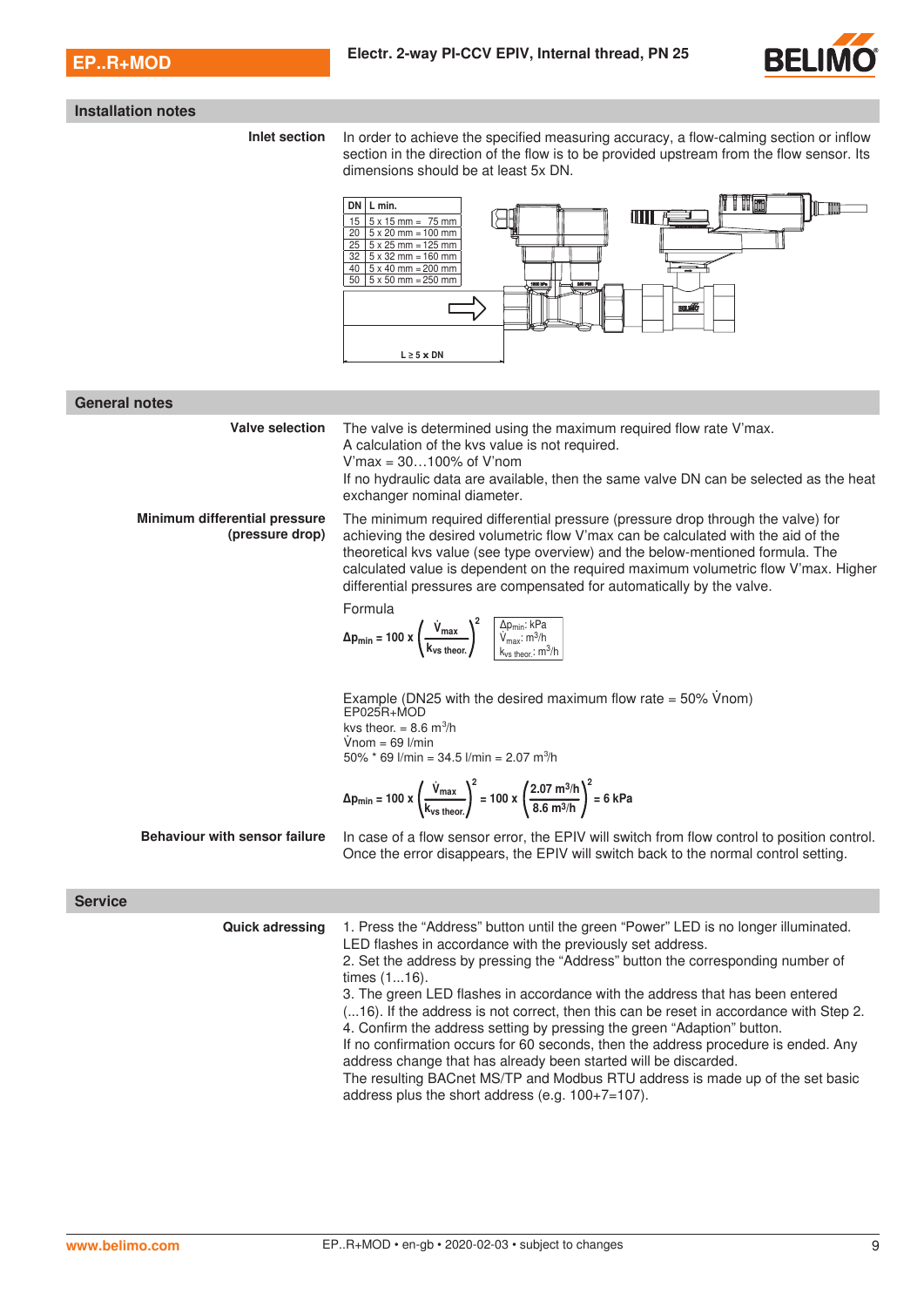## Installation notes

**Inlet section**

In order to achieve the specified measuring accuracy, a flow-calming section or inflow section in the direction of the flow is to be provided upstream from the flow sensor. Its dimensions should be at least 5x DN.

| DN | L min. |
|---|---|
| 15 | 5 x 15 mm = 75 mm |
| 20 | 5 x 20 mm = 100 mm |
| 25 | 5 x 25 mm = 125 mm |
| 32 | 5 x 32 mm = 160 mm |
| 40 | 5 x 40 mm = 200 mm |
| 50 | 5 x 50 mm = 250 mm |

L ≥ 5 x DN

## General notes

**Valve selection**

The valve is determined using the maximum required flow rate V'max.
A calculation of the kvs value is not required.
V'max = 30…100% of V'nom
If no hydraulic data are available, then the same valve DN can be selected as the heat exchanger nominal diameter.

**Minimum differential pressure (pressure drop)**

The minimum required differential pressure (pressure drop through the valve) for achieving the desired volumetric flow V'max can be calculated with the aid of the theoretical kvs value (see type overview) and the below-mentioned formula. The calculated value is dependent on the required maximum volumetric flow V'max. Higher differential pressures are compensated for automatically by the valve.

Formula

$$\Delta p_{min} = 100 \text{ x } \left(\frac{\dot{V}_{max}}{k_{vs\ theor.}}\right)^2$$

$\Delta p_{min}$: kPa
$\dot{V}_{max}$: m³/h
$k_{vs\ theor.}$: m³/h

Example (DN25 with the desired maximum flow rate = 50% $\dot{V}$nom)
EP025R+MOD
kvs theor. = 8.6 m³/h
$\dot{V}$nom = 69 l/min
50% * 69 l/min = 34.5 l/min = 2.07 m³/h

$$\Delta p_{min} = 100 \text{ x } \left(\frac{\dot{V}_{max}}{k_{vs\ theor.}}\right)^2 = 100 \text{ x } \left(\frac{2.07 \text{ m}^3/\text{h}}{8.6 \text{ m}^3/\text{h}}\right)^2 = 6 \text{ kPa}$$

**Behaviour with sensor failure**

In case of a flow sensor error, the EPIV will switch from flow control to position control. Once the error disappears, the EPIV will switch back to the normal control setting.

## Service

**Quick adressing**

1. Press the “Address” button until the green “Power” LED is no longer illuminated. LED flashes in accordance with the previously set address.
2. Set the address by pressing the “Address” button the corresponding number of times (1...16).
3. The green LED flashes in accordance with the address that has been entered (...16). If the address is not correct, then this can be reset in accordance with Step 2.
4. Confirm the address setting by pressing the green “Adaption” button.

If no confirmation occurs for 60 seconds, then the address procedure is ended. Any address change that has already been started will be discarded.
The resulting BACnet MS/TP and Modbus RTU address is made up of the set basic address plus the short address (e.g. 100+7=107).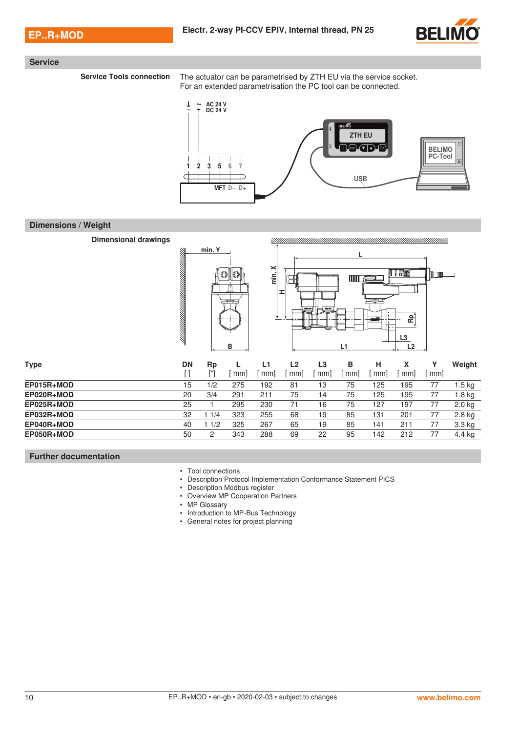## Service

**Service Tools connection**

The actuator can be parametrised by ZTH EU via the service socket.
For an extended parametrisation the PC tool can be connected.

⊥ ~ AC 24 V
− + DC 24 V

1 2 3 5 6 7

MFT D– D+

ZTH EU

USB

BELIMO PC-Tool

## Dimensions / Weight

**Dimensional drawings**

min. Y

B

L

min. X

H

Rp

L1

L3

L2

| Type | DN | Rp | L | L1 | L2 | L3 | B | H | X | Y | Weight |
|---|---|---|---|---|---|---|---|---|---|---|---|
| | [ ] | ["] | [ mm] | [ mm] | [ mm] | [ mm] | [ mm] | [ mm] | [ mm] | [ mm] | |
| **EP015R+MOD** | 15 | 1/2 | 275 | 192 | 81 | 13 | 75 | 125 | 195 | 77 | 1.5 kg |
| **EP020R+MOD** | 20 | 3/4 | 291 | 211 | 75 | 14 | 75 | 125 | 195 | 77 | 1.8 kg |
| **EP025R+MOD** | 25 | 1 | 295 | 230 | 71 | 16 | 75 | 127 | 197 | 77 | 2.0 kg |
| **EP032R+MOD** | 32 | 1 1/4 | 323 | 255 | 68 | 19 | 85 | 131 | 201 | 77 | 2.8 kg |
| **EP040R+MOD** | 40 | 1 1/2 | 325 | 267 | 65 | 19 | 85 | 141 | 211 | 77 | 3.3 kg |
| **EP050R+MOD** | 50 | 2 | 343 | 288 | 69 | 22 | 95 | 142 | 212 | 77 | 4.4 kg |

## Further documentation

- Tool connections
- Description Protocol Implementation Conformance Statement PICS
- Description Modbus register
- Overview MP Cooperation Partners
- MP Glossary
- Introduction to MP-Bus Technology
- General notes for project planning